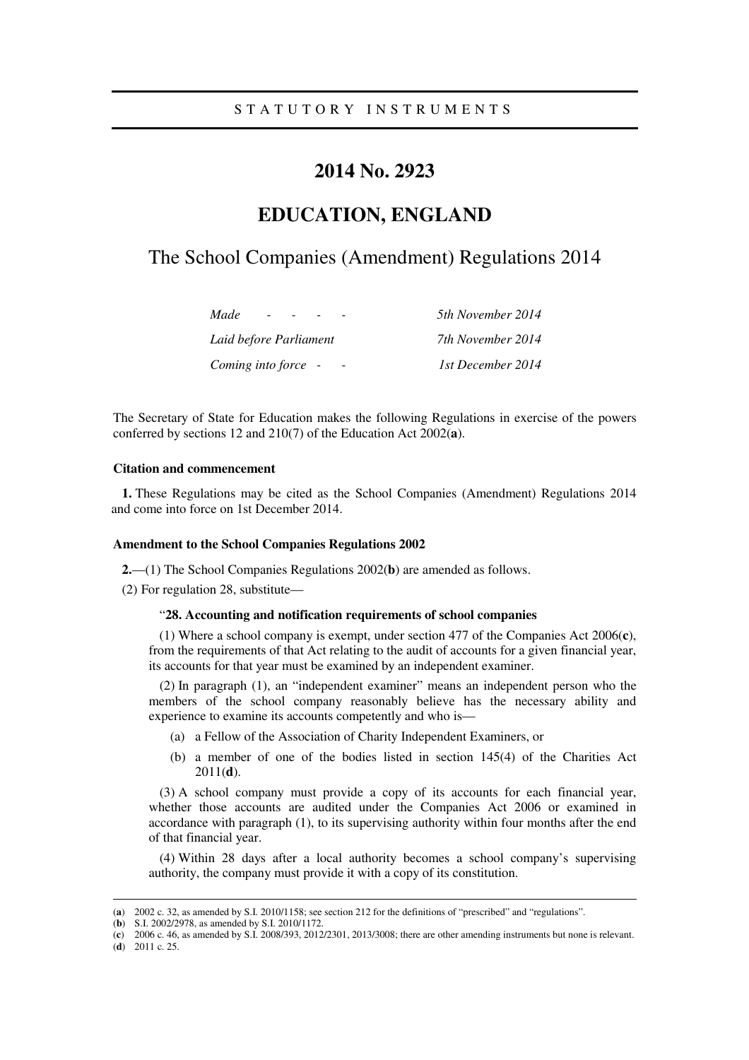STATUTORY INSTRUMENTS

# 2014 No. 2923

# EDUCATION, ENGLAND

## The School Companies (Amendment) Regulations 2014

| | |
|---|---|
| *Made - - - -* | *5th November 2014* |
| *Laid before Parliament* | *7th November 2014* |
| *Coming into force - -* | *1st December 2014* |

The Secretary of State for Education makes the following Regulations in exercise of the powers conferred by sections 12 and 210(7) of the Education Act 2002(**a**).

### Citation and commencement

**1.** These Regulations may be cited as the School Companies (Amendment) Regulations 2014 and come into force on 1st December 2014.

### Amendment to the School Companies Regulations 2002

**2.**—(1) The School Companies Regulations 2002(**b**) are amended as follows.

(2) For regulation 28, substitute—

"**28. Accounting and notification requirements of school companies**

(1) Where a school company is exempt, under section 477 of the Companies Act 2006(**c**), from the requirements of that Act relating to the audit of accounts for a given financial year, its accounts for that year must be examined by an independent examiner.

(2) In paragraph (1), an "independent examiner" means an independent person who the members of the school company reasonably believe has the necessary ability and experience to examine its accounts competently and who is—

(a) a Fellow of the Association of Charity Independent Examiners, or

(b) a member of one of the bodies listed in section 145(4) of the Charities Act 2011(**d**).

(3) A school company must provide a copy of its accounts for each financial year, whether those accounts are audited under the Companies Act 2006 or examined in accordance with paragraph (1), to its supervising authority within four months after the end of that financial year.

(4) Within 28 days after a local authority becomes a school company's supervising authority, the company must provide it with a copy of its constitution.

---

(**a**) 2002 c. 32, as amended by S.I. 2010/1158; see section 212 for the definitions of "prescribed" and "regulations".

(**b**) S.I. 2002/2978, as amended by S.I. 2010/1172.

(**c**) 2006 c. 46, as amended by S.I. 2008/393, 2012/2301, 2013/3008; there are other amending instruments but none is relevant.

(**d**) 2011 c. 25.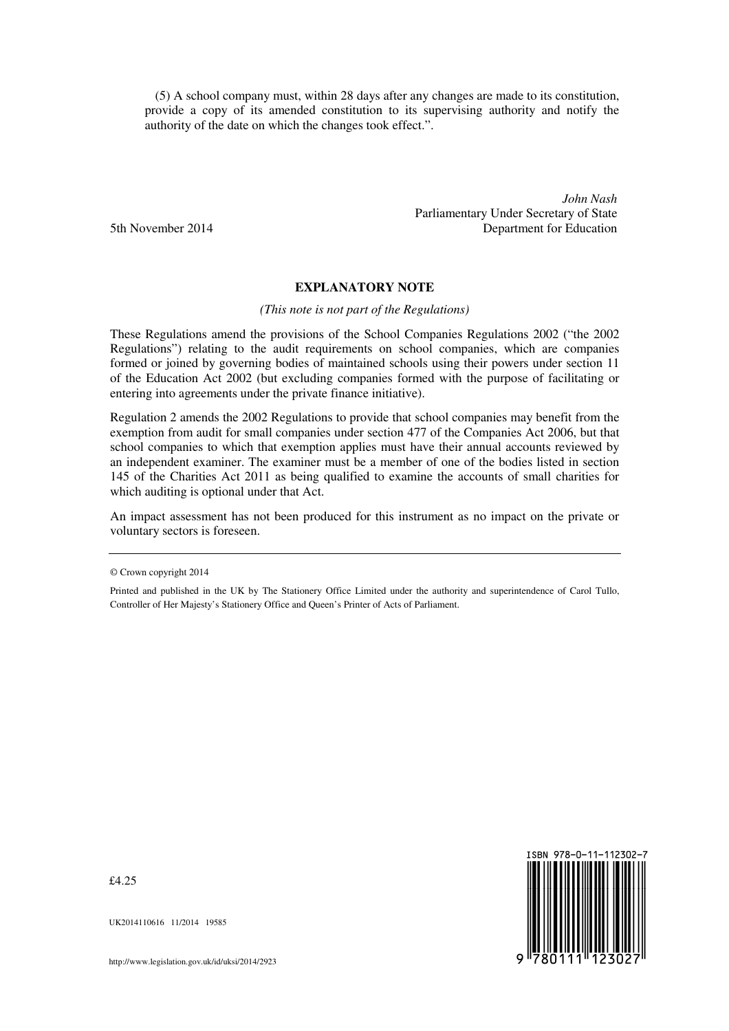(5) A school company must, within 28 days after any changes are made to its constitution, provide a copy of its amended constitution to its supervising authority and notify the authority of the date on which the changes took effect.".

*John Nash*
Parliamentary Under Secretary of State
Department for Education

5th November 2014

## EXPLANATORY NOTE

*(This note is not part of the Regulations)*

These Regulations amend the provisions of the School Companies Regulations 2002 ("the 2002 Regulations") relating to the audit requirements on school companies, which are companies formed or joined by governing bodies of maintained schools using their powers under section 11 of the Education Act 2002 (but excluding companies formed with the purpose of facilitating or entering into agreements under the private finance initiative).

Regulation 2 amends the 2002 Regulations to provide that school companies may benefit from the exemption from audit for small companies under section 477 of the Companies Act 2006, but that school companies to which that exemption applies must have their annual accounts reviewed by an independent examiner. The examiner must be a member of one of the bodies listed in section 145 of the Charities Act 2011 as being qualified to examine the accounts of small charities for which auditing is optional under that Act.

An impact assessment has not been produced for this instrument as no impact on the private or voluntary sectors is foreseen.

---

© Crown copyright 2014

Printed and published in the UK by The Stationery Office Limited under the authority and superintendence of Carol Tullo, Controller of Her Majesty's Stationery Office and Queen's Printer of Acts of Parliament.

£4.25

UK2014110616 11/2014 19585

http://www.legislation.gov.uk/id/uksi/2014/2923

ISBN 978-0-11-112302-7